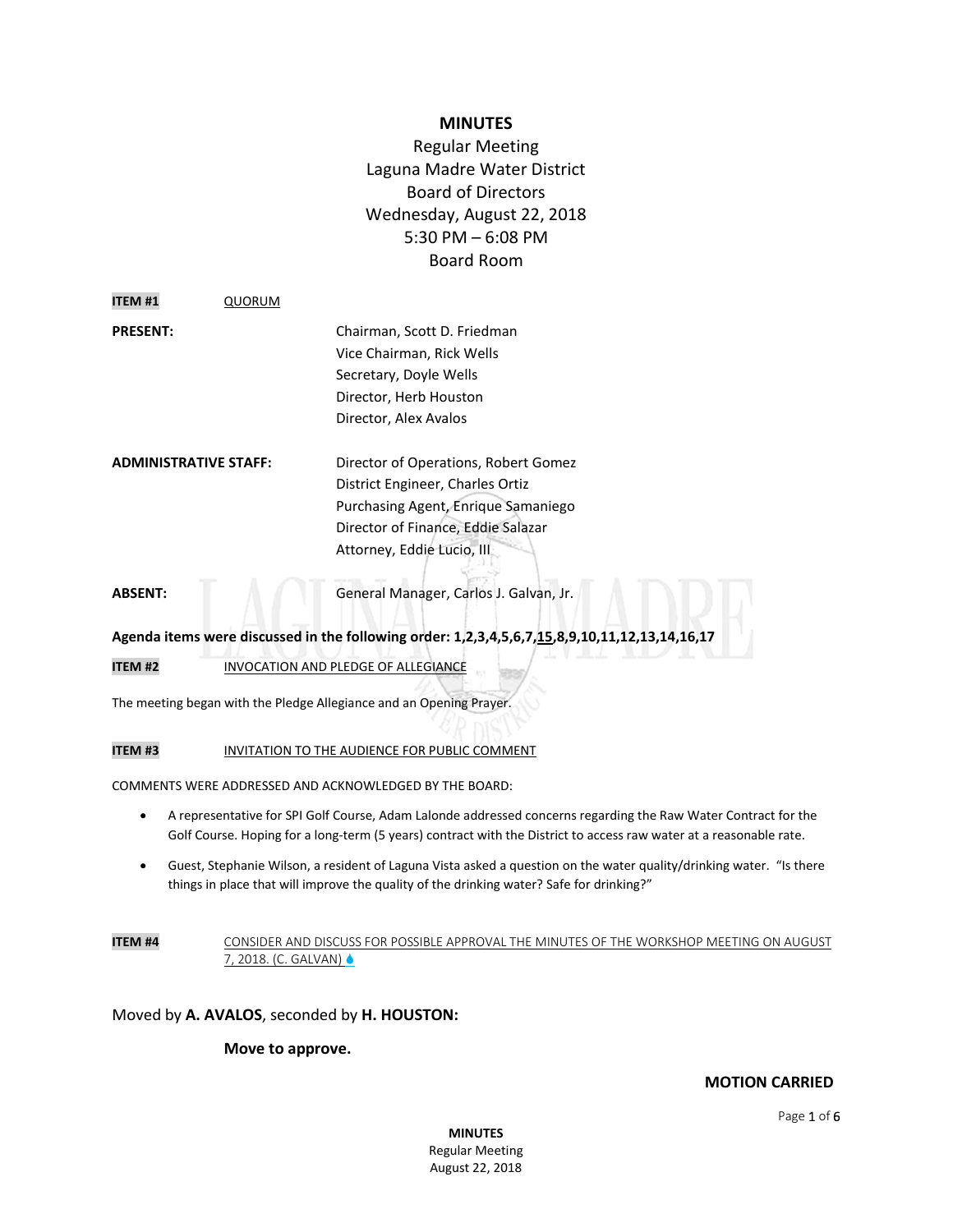# MINUTES

Regular Meeting
Laguna Madre Water District
Board of Directors
Wednesday, August 22, 2018
5:30 PM – 6:08 PM
Board Room

**ITEM #1** QUORUM

**PRESENT:**

Chairman, Scott D. Friedman
Vice Chairman, Rick Wells
Secretary, Doyle Wells
Director, Herb Houston
Director, Alex Avalos

**ADMINISTRATIVE STAFF:**

Director of Operations, Robert Gomez
District Engineer, Charles Ortiz
Purchasing Agent, Enrique Samaniego
Director of Finance, Eddie Salazar
Attorney, Eddie Lucio, III

**ABSENT:**

General Manager, Carlos J. Galvan, Jr.

**Agenda items were discussed in the following order: 1,2,3,4,5,6,7,15,8,9,10,11,12,13,14,16,17**

**ITEM #2** INVOCATION AND PLEDGE OF ALLEGIANCE

The meeting began with the Pledge Allegiance and an Opening Prayer.

**ITEM #3** INVITATION TO THE AUDIENCE FOR PUBLIC COMMENT

COMMENTS WERE ADDRESSED AND ACKNOWLEDGED BY THE BOARD:

- A representative for SPI Golf Course, Adam Lalonde addressed concerns regarding the Raw Water Contract for the Golf Course. Hoping for a long-term (5 years) contract with the District to access raw water at a reasonable rate.
- Guest, Stephanie Wilson, a resident of Laguna Vista asked a question on the water quality/drinking water. "Is there things in place that will improve the quality of the drinking water? Safe for drinking?"

**ITEM #4** CONSIDER AND DISCUSS FOR POSSIBLE APPROVAL THE MINUTES OF THE WORKSHOP MEETING ON AUGUST 7, 2018. (C. GALVAN)

Moved by **A. AVALOS**, seconded by **H. HOUSTON:**

**Move to approve.**

**MOTION CARRIED**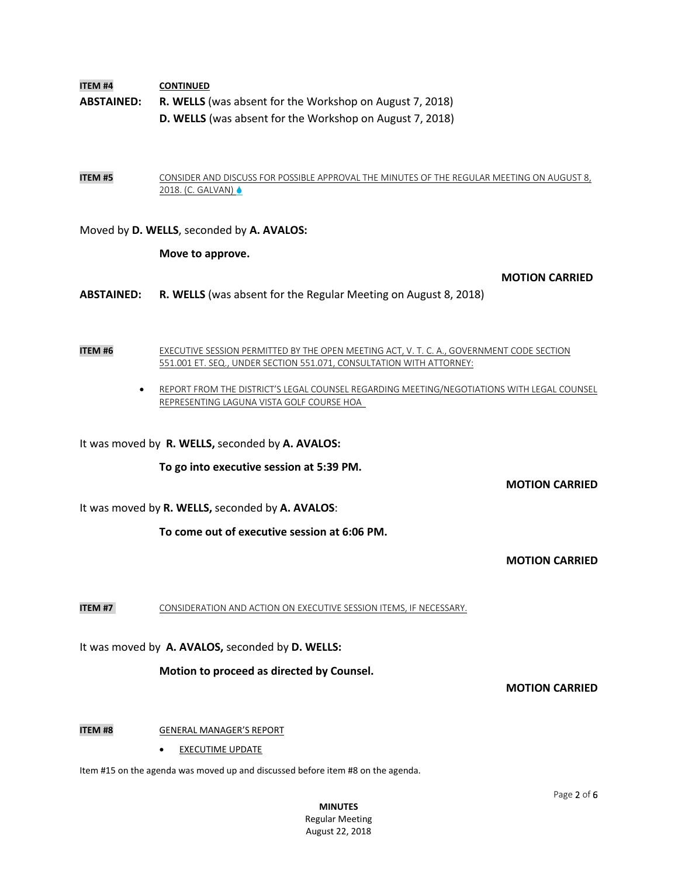**ITEM #4** **CONTINUED**

**ABSTAINED:** **R. WELLS** (was absent for the Workshop on August 7, 2018)
**D. WELLS** (was absent for the Workshop on August 7, 2018)

**ITEM #5** CONSIDER AND DISCUSS FOR POSSIBLE APPROVAL THE MINUTES OF THE REGULAR MEETING ON AUGUST 8, 2018. (C. GALVAN)

Moved by **D. WELLS**, seconded by **A. AVALOS:**

**Move to approve.**

**MOTION CARRIED**

**ABSTAINED:** **R. WELLS** (was absent for the Regular Meeting on August 8, 2018)

**ITEM #6** EXECUTIVE SESSION PERMITTED BY THE OPEN MEETING ACT, V. T. C. A., GOVERNMENT CODE SECTION 551.001 ET. SEQ., UNDER SECTION 551.071, CONSULTATION WITH ATTORNEY:

- REPORT FROM THE DISTRICT'S LEGAL COUNSEL REGARDING MEETING/NEGOTIATIONS WITH LEGAL COUNSEL REPRESENTING LAGUNA VISTA GOLF COURSE HOA

It was moved by **R. WELLS,** seconded by **A. AVALOS:**

**To go into executive session at 5:39 PM.**

**MOTION CARRIED**

It was moved by **R. WELLS,** seconded by **A. AVALOS**:

**To come out of executive session at 6:06 PM.**

**MOTION CARRIED**

**ITEM #7** CONSIDERATION AND ACTION ON EXECUTIVE SESSION ITEMS, IF NECESSARY.

It was moved by **A. AVALOS,** seconded by **D. WELLS:**

**Motion to proceed as directed by Counsel.**

**MOTION CARRIED**

**ITEM #8** GENERAL MANAGER'S REPORT

- EXECUTIME UPDATE

Item #15 on the agenda was moved up and discussed before item #8 on the agenda.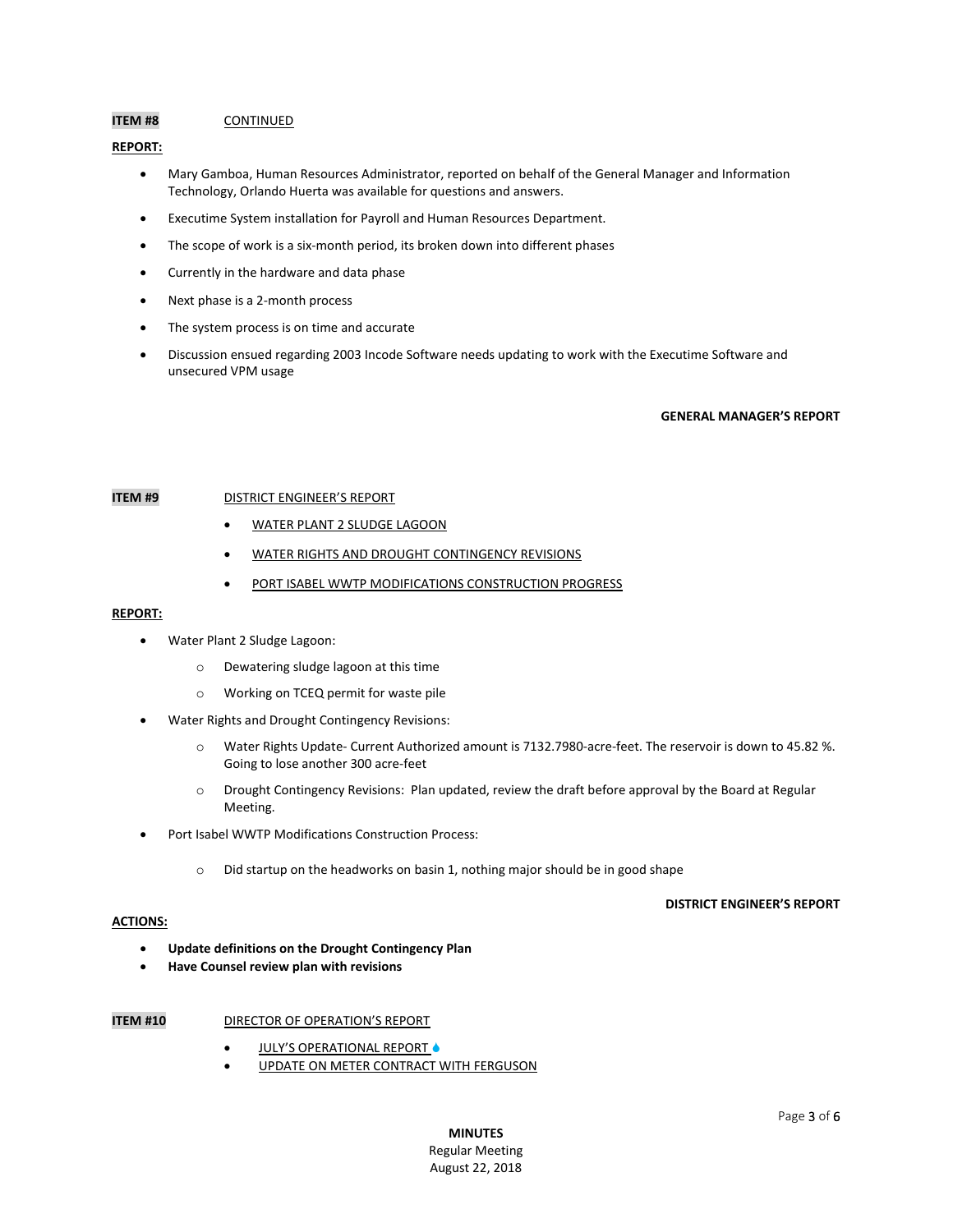**ITEM #8** CONTINUED

**REPORT:**

- Mary Gamboa, Human Resources Administrator, reported on behalf of the General Manager and Information Technology, Orlando Huerta was available for questions and answers.
- Executime System installation for Payroll and Human Resources Department.
- The scope of work is a six-month period, its broken down into different phases
- Currently in the hardware and data phase
- Next phase is a 2-month process
- The system process is on time and accurate
- Discussion ensued regarding 2003 Incode Software needs updating to work with the Executime Software and unsecured VPM usage

**GENERAL MANAGER'S REPORT**

**ITEM #9** DISTRICT ENGINEER'S REPORT

- WATER PLANT 2 SLUDGE LAGOON
- WATER RIGHTS AND DROUGHT CONTINGENCY REVISIONS
- PORT ISABEL WWTP MODIFICATIONS CONSTRUCTION PROGRESS

**REPORT:**

- Water Plant 2 Sludge Lagoon:
  - Dewatering sludge lagoon at this time
  - Working on TCEQ permit for waste pile
- Water Rights and Drought Contingency Revisions:
  - Water Rights Update- Current Authorized amount is 7132.7980-acre-feet. The reservoir is down to 45.82 %. Going to lose another 300 acre-feet
  - Drought Contingency Revisions: Plan updated, review the draft before approval by the Board at Regular Meeting.
- Port Isabel WWTP Modifications Construction Process:
  - Did startup on the headworks on basin 1, nothing major should be in good shape

**DISTRICT ENGINEER'S REPORT**

**ACTIONS:**

- **Update definitions on the Drought Contingency Plan**
- **Have Counsel review plan with revisions**

**ITEM #10** DIRECTOR OF OPERATION'S REPORT

- JULY'S OPERATIONAL REPORT
- UPDATE ON METER CONTRACT WITH FERGUSON

**MINUTES**
Regular Meeting
August 22, 2018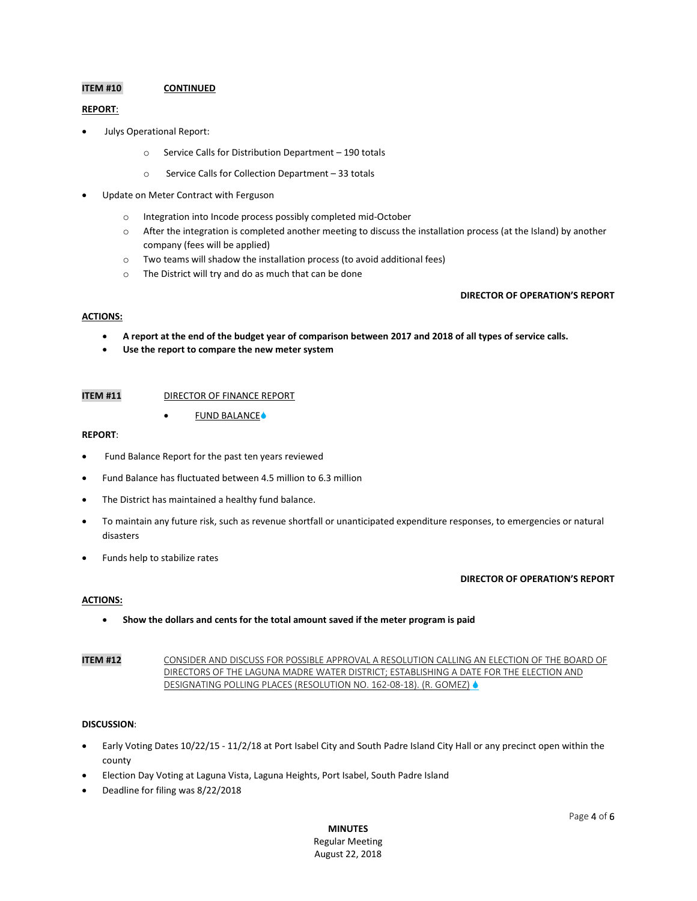**ITEM #10** **CONTINUED**

**REPORT**:

- Julys Operational Report:
  - Service Calls for Distribution Department – 190 totals
  - Service Calls for Collection Department – 33 totals
- Update on Meter Contract with Ferguson
  - Integration into Incode process possibly completed mid-October
  - After the integration is completed another meeting to discuss the installation process (at the Island) by another company (fees will be applied)
  - Two teams will shadow the installation process (to avoid additional fees)
  - The District will try and do as much that can be done

**DIRECTOR OF OPERATION'S REPORT**

**ACTIONS:**

- **A report at the end of the budget year of comparison between 2017 and 2018 of all types of service calls.**
- **Use the report to compare the new meter system**

**ITEM #11** DIRECTOR OF FINANCE REPORT

- FUND BALANCE

**REPORT**:

- Fund Balance Report for the past ten years reviewed
- Fund Balance has fluctuated between 4.5 million to 6.3 million
- The District has maintained a healthy fund balance.
- To maintain any future risk, such as revenue shortfall or unanticipated expenditure responses, to emergencies or natural disasters
- Funds help to stabilize rates

**DIRECTOR OF OPERATION'S REPORT**

**ACTIONS:**

- **Show the dollars and cents for the total amount saved if the meter program is paid**

**ITEM #12** CONSIDER AND DISCUSS FOR POSSIBLE APPROVAL A RESOLUTION CALLING AN ELECTION OF THE BOARD OF DIRECTORS OF THE LAGUNA MADRE WATER DISTRICT; ESTABLISHING A DATE FOR THE ELECTION AND DESIGNATING POLLING PLACES (RESOLUTION NO. 162-08-18). (R. GOMEZ)

**DISCUSSION**:

- Early Voting Dates 10/22/15 - 11/2/18 at Port Isabel City and South Padre Island City Hall or any precinct open within the county
- Election Day Voting at Laguna Vista, Laguna Heights, Port Isabel, South Padre Island
- Deadline for filing was 8/22/2018

**MINUTES**
Regular Meeting
August 22, 2018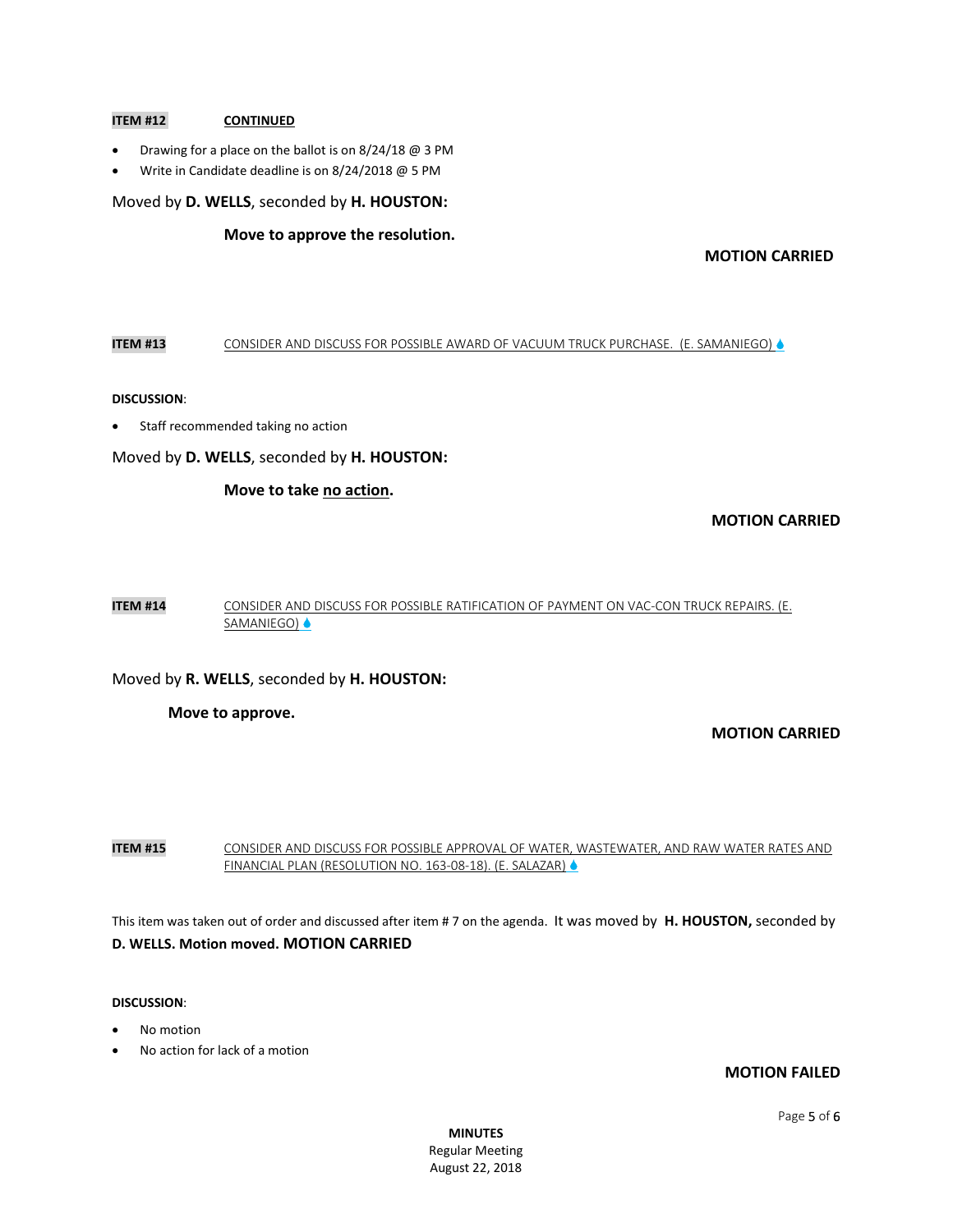**ITEM #12** **CONTINUED**

- Drawing for a place on the ballot is on 8/24/18 @ 3 PM
- Write in Candidate deadline is on 8/24/2018 @ 5 PM

Moved by **D. WELLS**, seconded by **H. HOUSTON:**

**Move to approve the resolution.**

**MOTION CARRIED**

**ITEM #13** CONSIDER AND DISCUSS FOR POSSIBLE AWARD OF VACUUM TRUCK PURCHASE. (E. SAMANIEGO)

**DISCUSSION**:

- Staff recommended taking no action

Moved by **D. WELLS**, seconded by **H. HOUSTON:**

**Move to take no action.**

**MOTION CARRIED**

**ITEM #14** CONSIDER AND DISCUSS FOR POSSIBLE RATIFICATION OF PAYMENT ON VAC-CON TRUCK REPAIRS. (E. SAMANIEGO)

Moved by **R. WELLS**, seconded by **H. HOUSTON:**

**Move to approve.**

**MOTION CARRIED**

**ITEM #15** CONSIDER AND DISCUSS FOR POSSIBLE APPROVAL OF WATER, WASTEWATER, AND RAW WATER RATES AND FINANCIAL PLAN (RESOLUTION NO. 163-08-18). (E. SALAZAR)

This item was taken out of order and discussed after item # 7 on the agenda. It was moved by **H. HOUSTON,** seconded by **D. WELLS. Motion moved. MOTION CARRIED**

**DISCUSSION**:

- No motion
- No action for lack of a motion

**MOTION FAILED**

**MINUTES**
Regular Meeting
August 22, 2018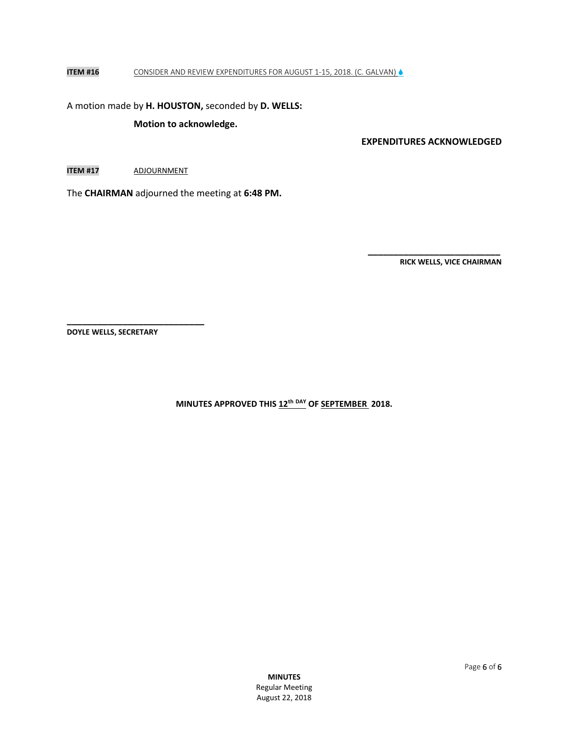**ITEM #16** CONSIDER AND REVIEW EXPENDITURES FOR AUGUST 1-15, 2018. (C. GALVAN)

A motion made by **H. HOUSTON,** seconded by **D. WELLS:**

**Motion to acknowledge.**

**EXPENDITURES ACKNOWLEDGED**

**ITEM #17** ADJOURNMENT

The **CHAIRMAN** adjourned the meeting at **6:48 PM.**

\_\_\_\_\_\_\_\_\_\_\_\_\_\_\_\_\_\_\_\_\_\_\_\_\_\_\_\_\_\_
**RICK WELLS, VICE CHAIRMAN**

\_\_\_\_\_\_\_\_\_\_\_\_\_\_\_\_\_\_\_\_\_\_\_\_\_\_\_\_\_\_
**DOYLE WELLS, SECRETARY**

**MINUTES APPROVED THIS 12th DAY OF SEPTEMBER 2018.**

**MINUTES**
Regular Meeting
August 22, 2018